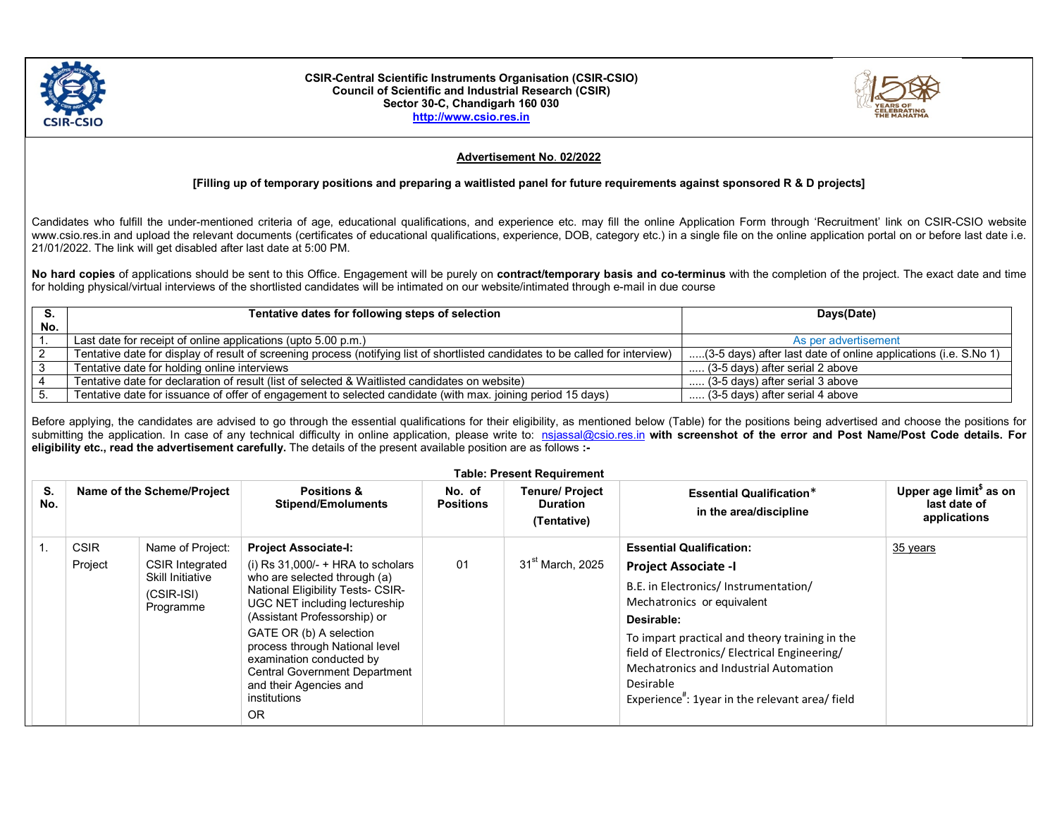**CSIR-Central Scientific Instruments Organisation (CSIR-CSIO)**
**Council of Scientific and Industrial Research (CSIR)**
**Sector 30-C, Chandigarh 160 030**
**http://www.csio.res.in**

## Advertisement No. 02/2022

**[Filling up of temporary positions and preparing a waitlisted panel for future requirements against sponsored R & D projects]**

Candidates who fulfill the under-mentioned criteria of age, educational qualifications, and experience etc. may fill the online Application Form through 'Recruitment' link on CSIR-CSIO website www.csio.res.in and upload the relevant documents (certificates of educational qualifications, experience, DOB, category etc.) in a single file on the online application portal on or before last date i.e. 21/01/2022. The link will get disabled after last date at 5:00 PM.

**No hard copies** of applications should be sent to this Office. Engagement will be purely on **contract/temporary basis and co-terminus** with the completion of the project. The exact date and time for holding physical/virtual interviews of the shortlisted candidates will be intimated on our website/intimated through e-mail in due course

| S. No. | Tentative dates for following steps of selection | Days(Date) |
|---|---|---|
| 1. | Last date for receipt of online applications (upto 5.00 p.m.) | As per advertisement |
| 2 | Tentative date for display of result of screening process (notifying list of shortlisted candidates to be called for interview) | .....(3-5 days) after last date of online applications (i.e. S.No 1) |
| 3 | Tentative date for holding online interviews | ..... (3-5 days) after serial 2 above |
| 4 | Tentative date for declaration of result (list of selected & Waitlisted candidates on website) | ..... (3-5 days) after serial 3 above |
| 5. | Tentative date for issuance of offer of engagement to selected candidate (with max. joining period 15 days) | ..... (3-5 days) after serial 4 above |

Before applying, the candidates are advised to go through the essential qualifications for their eligibility, as mentioned below (Table) for the positions being advertised and choose the positions for submitting the application. In case of any technical difficulty in online application, please write to: nsjassal@csio.res.in **with screenshot of the error and Post Name/Post Code details. For eligibility etc., read the advertisement carefully.** The details of the present available position are as follows **:-**

**Table: Present Requirement**

| S. No. | Name of the Scheme/Project | | Positions & Stipend/Emoluments | No. of Positions | Tenure/ Project Duration (Tentative) | Essential Qualification* in the area/discipline | Upper age limit$ as on last date of applications |
|---|---|---|---|---|---|---|---|
| 1. | CSIR Project | Name of Project: CSIR Integrated Skill Initiative (CSIR-ISI) Programme | **Project Associate-I:** (i) Rs 31,000/- + HRA to scholars who are selected through (a) National Eligibility Tests- CSIR-UGC NET including lectureship (Assistant Professorship) or GATE OR (b) A selection process through National level examination conducted by Central Government Department and their Agencies and institutions OR | 01 | 31st March, 2025 | **Essential Qualification:** **Project Associate -I** B.E. in Electronics/ Instrumentation/ Mechatronics or equivalent **Desirable:** To impart practical and theory training in the field of Electronics/ Electrical Engineering/ Mechatronics and Industrial Automation Desirable Experience#: 1year in the relevant area/ field | 35 years |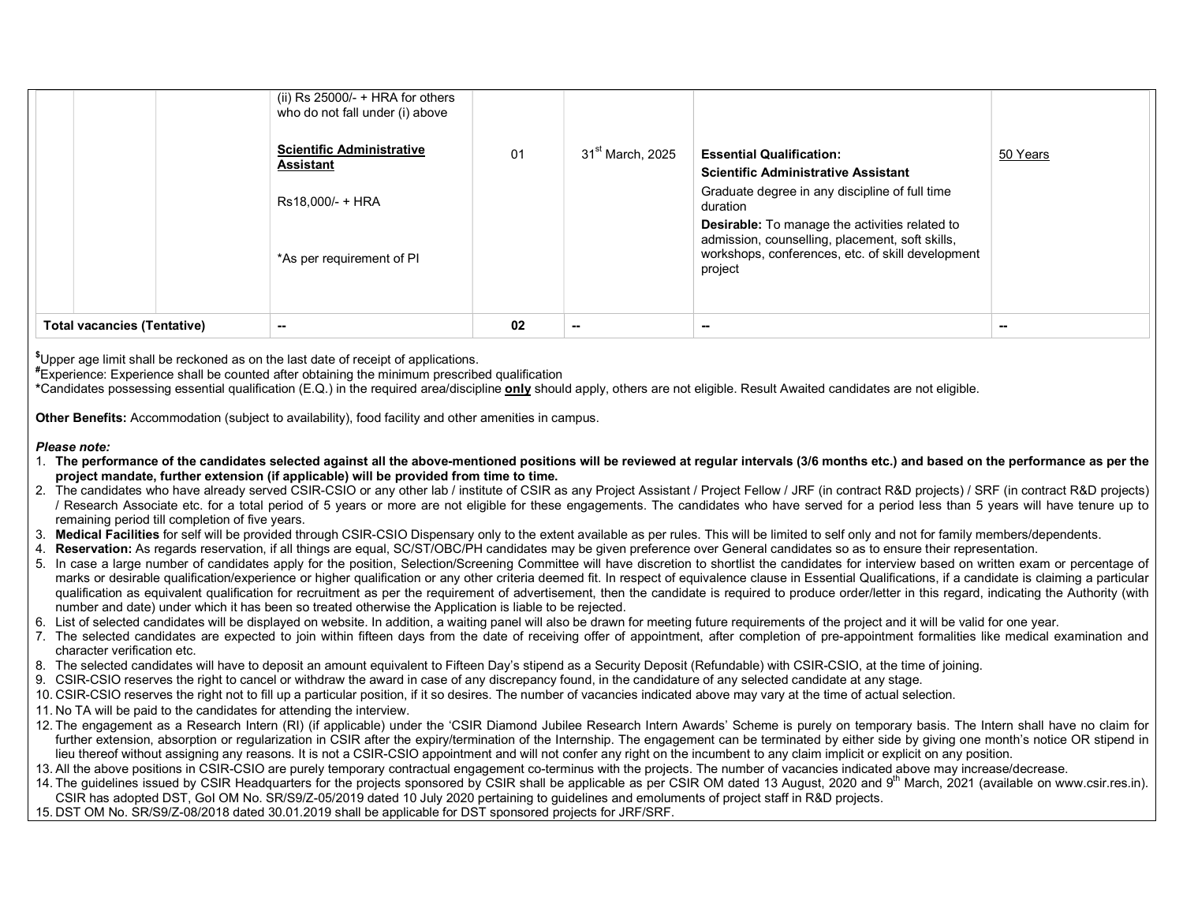| | | | | | | | |
|---|---|---|---|---|---|---|---|
| | | | (ii) Rs 25000/- + HRA for others who do not fall under (i) above<br><br>**Scientific Administrative Assistant**<br><br>Rs18,000/- + HRA<br><br>*As per requirement of PI | 01 | 31st March, 2025 | **Essential Qualification:**<br>**Scientific Administrative Assistant**<br>Graduate degree in any discipline of full time duration<br>**Desirable:** To manage the activities related to admission, counselling, placement, soft skills, workshops, conferences, etc. of skill development project | 50 Years |
| **Total vacancies (Tentative)** | | | -- | **02** | -- | -- | -- |

$Upper age limit shall be reckoned as on the last date of receipt of applications.
#Experience: Experience shall be counted after obtaining the minimum prescribed qualification
*Candidates possessing essential qualification (E.Q.) in the required area/discipline **only** should apply, others are not eligible. Result Awaited candidates are not eligible.

**Other Benefits:** Accommodation (subject to availability), food facility and other amenities in campus.

***Please note:***

1. **The performance of the candidates selected against all the above-mentioned positions will be reviewed at regular intervals (3/6 months etc.) and based on the performance as per the project mandate, further extension (if applicable) will be provided from time to time.**
2. The candidates who have already served CSIR-CSIO or any other lab / institute of CSIR as any Project Assistant / Project Fellow / JRF (in contract R&D projects) / SRF (in contract R&D projects) / Research Associate etc. for a total period of 5 years or more are not eligible for these engagements. The candidates who have served for a period less than 5 years will have tenure up to remaining period till completion of five years.
3. **Medical Facilities** for self will be provided through CSIR-CSIO Dispensary only to the extent available as per rules. This will be limited to self only and not for family members/dependents.
4. **Reservation:** As regards reservation, if all things are equal, SC/ST/OBC/PH candidates may be given preference over General candidates so as to ensure their representation.
5. In case a large number of candidates apply for the position, Selection/Screening Committee will have discretion to shortlist the candidates for interview based on written exam or percentage of marks or desirable qualification/experience or higher qualification or any other criteria deemed fit. In respect of equivalence clause in Essential Qualifications, if a candidate is claiming a particular qualification as equivalent qualification for recruitment as per the requirement of advertisement, then the candidate is required to produce order/letter in this regard, indicating the Authority (with number and date) under which it has been so treated otherwise the Application is liable to be rejected.
6. List of selected candidates will be displayed on website. In addition, a waiting panel will also be drawn for meeting future requirements of the project and it will be valid for one year.
7. The selected candidates are expected to join within fifteen days from the date of receiving offer of appointment, after completion of pre-appointment formalities like medical examination and character verification etc.
8. The selected candidates will have to deposit an amount equivalent to Fifteen Day's stipend as a Security Deposit (Refundable) with CSIR-CSIO, at the time of joining.
9. CSIR-CSIO reserves the right to cancel or withdraw the award in case of any discrepancy found, in the candidature of any selected candidate at any stage.
10. CSIR-CSIO reserves the right not to fill up a particular position, if it so desires. The number of vacancies indicated above may vary at the time of actual selection.
11. No TA will be paid to the candidates for attending the interview.
12. The engagement as a Research Intern (RI) (if applicable) under the 'CSIR Diamond Jubilee Research Intern Awards' Scheme is purely on temporary basis. The Intern shall have no claim for further extension, absorption or regularization in CSIR after the expiry/termination of the Internship. The engagement can be terminated by either side by giving one month's notice OR stipend in lieu thereof without assigning any reasons. It is not a CSIR-CSIO appointment and will not confer any right on the incumbent to any claim implicit or explicit on any position.
13. All the above positions in CSIR-CSIO are purely temporary contractual engagement co-terminus with the projects. The number of vacancies indicated above may increase/decrease.
14. The guidelines issued by CSIR Headquarters for the projects sponsored by CSIR shall be applicable as per CSIR OM dated 13 August, 2020 and 9th March, 2021 (available on www.csir.res.in). CSIR has adopted DST, GoI OM No. SR/S9/Z-05/2019 dated 10 July 2020 pertaining to guidelines and emoluments of project staff in R&D projects.
15. DST OM No. SR/S9/Z-08/2018 dated 30.01.2019 shall be applicable for DST sponsored projects for JRF/SRF.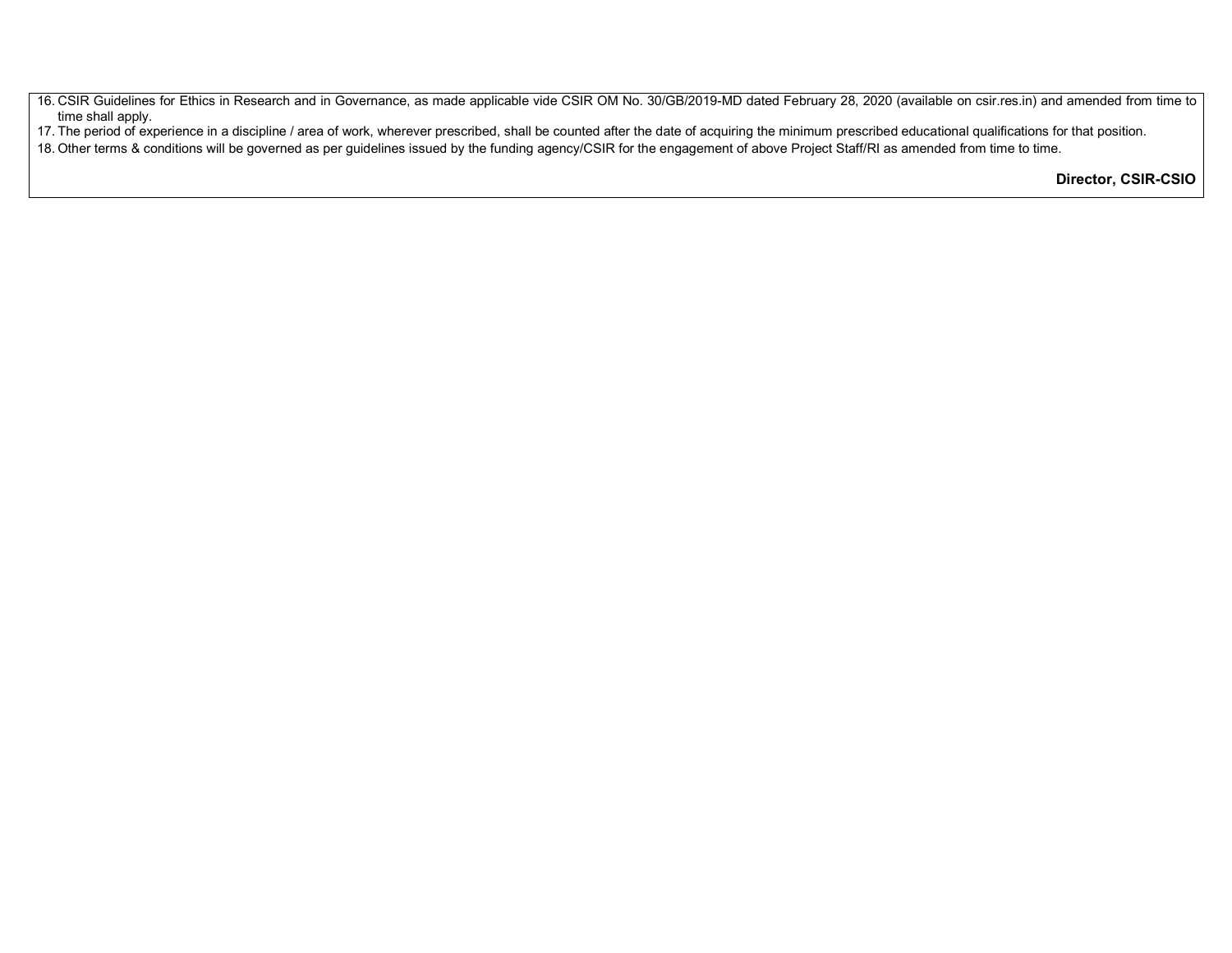16. CSIR Guidelines for Ethics in Research and in Governance, as made applicable vide CSIR OM No. 30/GB/2019-MD dated February 28, 2020 (available on csir.res.in) and amended from time to time shall apply.
17. The period of experience in a discipline / area of work, wherever prescribed, shall be counted after the date of acquiring the minimum prescribed educational qualifications for that position.
18. Other terms & conditions will be governed as per guidelines issued by the funding agency/CSIR for the engagement of above Project Staff/RI as amended from time to time.

**Director, CSIR-CSIO**